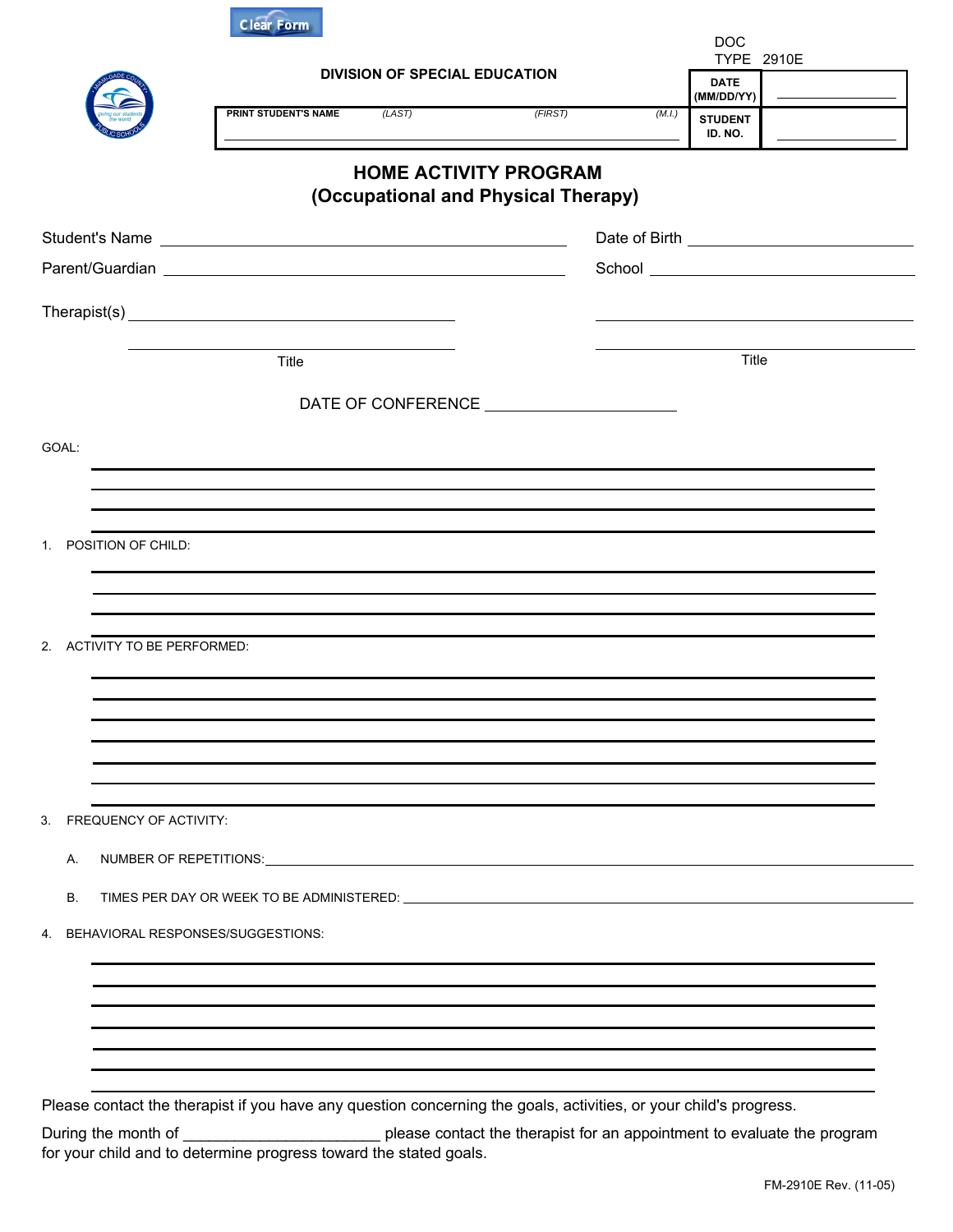Clear Form

DOC TYPE 2910E

**DIVISION OF SPECIAL EDUCATION**

| PRINT STUDENT'S NAME (LAST) (FIRST) (M.I.) | DATE (MM/DD/YY) | |
|---|---|---|
| | STUDENT ID. NO. | |

# HOME ACTIVITY PROGRAM
## (Occupational and Physical Therapy)

Student's Name ______________________________ Date of Birth ______________________

Parent/Guardian ______________________________ School ______________________

Therapist(s) ______________________________ ______________________________

______________________________ ______________________________

Title Title

DATE OF CONFERENCE ______________________

GOAL:

______________________________________________________________________

______________________________________________________________________

______________________________________________________________________

______________________________________________________________________

1. POSITION OF CHILD:

______________________________________________________________________

______________________________________________________________________

______________________________________________________________________

______________________________________________________________________

2. ACTIVITY TO BE PERFORMED:

______________________________________________________________________

______________________________________________________________________

______________________________________________________________________

______________________________________________________________________

______________________________________________________________________

______________________________________________________________________

______________________________________________________________________

3. FREQUENCY OF ACTIVITY:

   A. NUMBER OF REPETITIONS: ______________________________________________

   B. TIMES PER DAY OR WEEK TO BE ADMINISTERED: ______________________________

4. BEHAVIORAL RESPONSES/SUGGESTIONS:

______________________________________________________________________

______________________________________________________________________

______________________________________________________________________

______________________________________________________________________

______________________________________________________________________

______________________________________________________________________

______________________________________________________________________

Please contact the therapist if you have any question concerning the goals, activities, or your child's progress.

During the month of ______________________ please contact the therapist for an appointment to evaluate the program for your child and to determine progress toward the stated goals.

FM-2910E Rev. (11-05)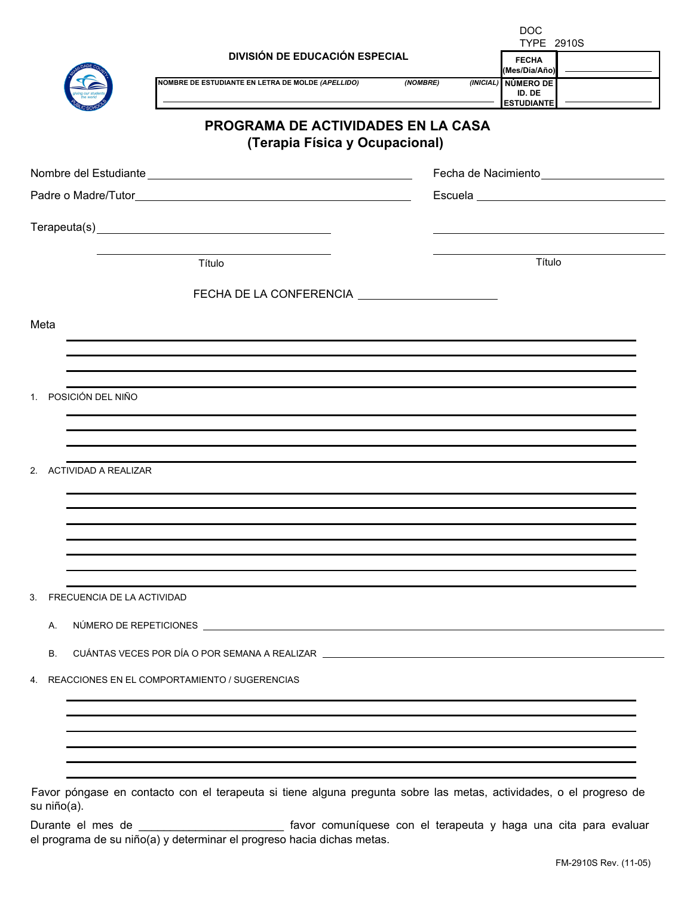DOC TYPE 2910S

**DIVISIÓN DE EDUCACIÓN ESPECIAL**

| NOMBRE DE ESTUDIANTE EN LETRA DE MOLDE *(APELLIDO)* | *(NOMBRE)* | *(INICIAL)* | **FECHA (Mes/Día/Año)** | |
|---|---|---|---|---|
| | | | **NÚMERO DE ID. DE ESTUDIANTE** | |

# PROGRAMA DE ACTIVIDADES EN LA CASA
## (Terapia Física y Ocupacional)

Nombre del Estudiante ______________________________ Fecha de Nacimiento ____________________

Padre o Madre/Tutor ______________________________ Escuela ____________________

Terapeuta(s) ______________________________ ______________________________

______________________________ ______________________________

Título Título

FECHA DE LA CONFERENCIA ____________________

Meta

______________________________________________________________________

______________________________________________________________________

______________________________________________________________________

______________________________________________________________________

1. POSICIÓN DEL NIÑO

______________________________________________________________________

______________________________________________________________________

______________________________________________________________________

______________________________________________________________________

2. ACTIVIDAD A REALIZAR

______________________________________________________________________

______________________________________________________________________

______________________________________________________________________

______________________________________________________________________

______________________________________________________________________

______________________________________________________________________

______________________________________________________________________

3. FRECUENCIA DE LA ACTIVIDAD

   A. NÚMERO DE REPETICIONES ______________________________

   B. CUÁNTAS VECES POR DÍA O POR SEMANA A REALIZAR ______________________________

4. REACCIONES EN EL COMPORTAMIENTO / SUGERENCIAS

______________________________________________________________________

______________________________________________________________________

______________________________________________________________________

______________________________________________________________________

______________________________________________________________________

______________________________________________________________________

Favor póngase en contacto con el terapeuta si tiene alguna pregunta sobre las metas, actividades, o el progreso de su niño(a).

Durante el mes de ____________________ favor comuníquese con el terapeuta y haga una cita para evaluar el programa de su niño(a) y determinar el progreso hacia dichas metas.

FM-2910S Rev. (11-05)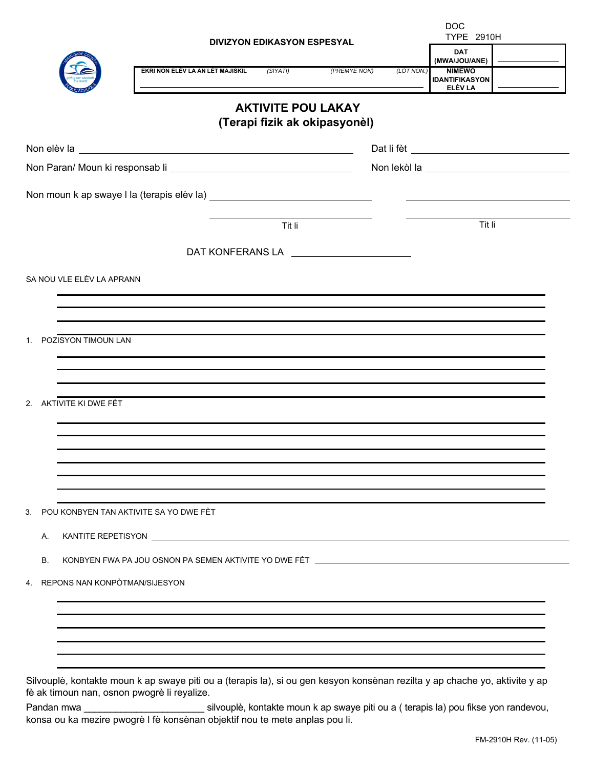DOC TYPE 2910H

**DIVIZYON EDIKASYON ESPESYAL**

| EKRI NON ELÈV LA AN LÈT MAJISKIL *(SIYATI)* *(PREMYE NON)* *(LÒT NON.)* | DAT (MWA/JOU/ANE) | |
|---|---|---|
| | NIMEWO IDANTIFIKASYON ELÈV LA | |

# AKTIVITE POU LAKAY
## (Terapi fizik ak okipasyonèl)

Non elèv la ______________________ Dat li fèt ______________________

Non Paran/ Moun ki responsab li ______________________ Non lekòl la ______________________

Non moun k ap swaye l la (terapis elèv la) ______________________ ______________________

______________________ Tit li ______________________ Tit li

DAT KONFERANS LA ______________________

SA NOU VLE ELÈV LA APRANN

______________________

1. POZISYON TIMOUN LAN

______________________

2. AKTIVITE KI DWE FÈT

______________________

3. POU KONBYEN TAN AKTIVITE SA YO DWE FÈT

   A. KANTITE REPETISYON ______________________

   B. KONBYEN FWA PA JOU OSNON PA SEMEN AKTIVITE YO DWE FÈT ______________________

4. REPONS NAN KONPÒTMAN/SIJESYON

______________________

Silvouplè, kontakte moun k ap swaye piti ou a (terapis la), si ou gen kesyon konsènan rezilta y ap chache yo, aktivite y ap fè ak timoun nan, osnon pwogrè li reyalize.

Pandan mwa ______________________ silvouplè, kontakte moun k ap swaye piti ou a ( terapis la) pou fikse yon randevou, konsa ou ka mezire pwogrè l fè konsènan objektif nou te mete anplas pou li.

FM-2910H Rev. (11-05)